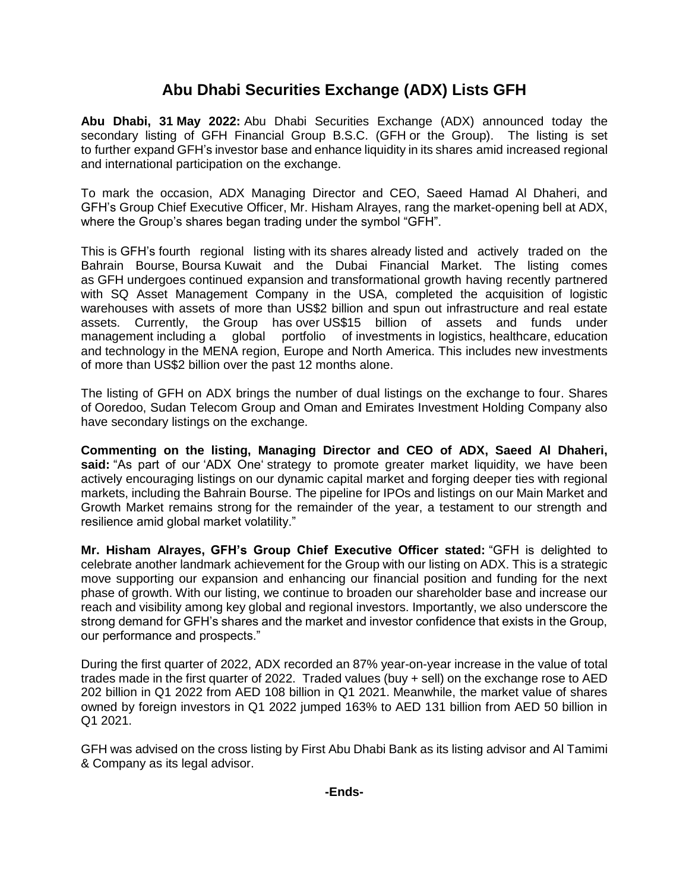# Abu Dhabi Securities Exchange (ADX) Lists GFH

**Abu Dhabi, 31 May 2022:** Abu Dhabi Securities Exchange (ADX) announced today the secondary listing of GFH Financial Group B.S.C. (GFH or the Group). The listing is set to further expand GFH's investor base and enhance liquidity in its shares amid increased regional and international participation on the exchange.

To mark the occasion, ADX Managing Director and CEO, Saeed Hamad Al Dhaheri, and GFH's Group Chief Executive Officer, Mr. Hisham Alrayes, rang the market-opening bell at ADX, where the Group's shares began trading under the symbol "GFH".

This is GFH's fourth regional listing with its shares already listed and actively traded on the Bahrain Bourse, Boursa Kuwait and the Dubai Financial Market. The listing comes as GFH undergoes continued expansion and transformational growth having recently partnered with SQ Asset Management Company in the USA, completed the acquisition of logistic warehouses with assets of more than US$2 billion and spun out infrastructure and real estate assets. Currently, the Group has over US$15 billion of assets and funds under management including a global portfolio of investments in logistics, healthcare, education and technology in the MENA region, Europe and North America. This includes new investments of more than US$2 billion over the past 12 months alone.

The listing of GFH on ADX brings the number of dual listings on the exchange to four. Shares of Ooredoo, Sudan Telecom Group and Oman and Emirates Investment Holding Company also have secondary listings on the exchange.

**Commenting on the listing, Managing Director and CEO of ADX, Saeed Al Dhaheri, said:** "As part of our 'ADX One' strategy to promote greater market liquidity, we have been actively encouraging listings on our dynamic capital market and forging deeper ties with regional markets, including the Bahrain Bourse. The pipeline for IPOs and listings on our Main Market and Growth Market remains strong for the remainder of the year, a testament to our strength and resilience amid global market volatility."

**Mr. Hisham Alrayes, GFH's Group Chief Executive Officer stated:** "GFH is delighted to celebrate another landmark achievement for the Group with our listing on ADX. This is a strategic move supporting our expansion and enhancing our financial position and funding for the next phase of growth. With our listing, we continue to broaden our shareholder base and increase our reach and visibility among key global and regional investors. Importantly, we also underscore the strong demand for GFH's shares and the market and investor confidence that exists in the Group, our performance and prospects."

During the first quarter of 2022, ADX recorded an 87% year-on-year increase in the value of total trades made in the first quarter of 2022. Traded values (buy + sell) on the exchange rose to AED 202 billion in Q1 2022 from AED 108 billion in Q1 2021. Meanwhile, the market value of shares owned by foreign investors in Q1 2022 jumped 163% to AED 131 billion from AED 50 billion in Q1 2021.

GFH was advised on the cross listing by First Abu Dhabi Bank as its listing advisor and Al Tamimi & Company as its legal advisor.

**-Ends-**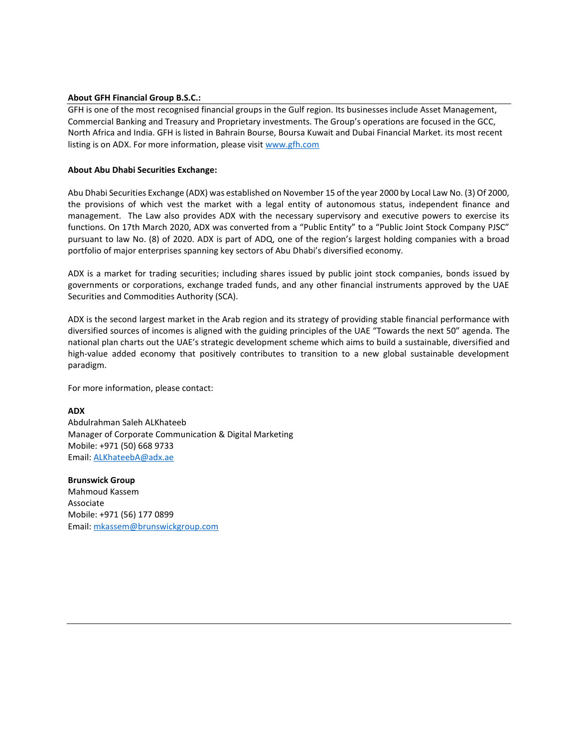**About GFH Financial Group B.S.C.:**

GFH is one of the most recognised financial groups in the Gulf region. Its businesses include Asset Management, Commercial Banking and Treasury and Proprietary investments. The Group's operations are focused in the GCC, North Africa and India. GFH is listed in Bahrain Bourse, Boursa Kuwait and Dubai Financial Market. its most recent listing is on ADX. For more information, please visit www.gfh.com

**About Abu Dhabi Securities Exchange:**

Abu Dhabi Securities Exchange (ADX) was established on November 15 of the year 2000 by Local Law No. (3) Of 2000, the provisions of which vest the market with a legal entity of autonomous status, independent finance and management. The Law also provides ADX with the necessary supervisory and executive powers to exercise its functions. On 17th March 2020, ADX was converted from a "Public Entity" to a "Public Joint Stock Company PJSC" pursuant to law No. (8) of 2020. ADX is part of ADQ, one of the region's largest holding companies with a broad portfolio of major enterprises spanning key sectors of Abu Dhabi's diversified economy.

ADX is a market for trading securities; including shares issued by public joint stock companies, bonds issued by governments or corporations, exchange traded funds, and any other financial instruments approved by the UAE Securities and Commodities Authority (SCA).

ADX is the second largest market in the Arab region and its strategy of providing stable financial performance with diversified sources of incomes is aligned with the guiding principles of the UAE "Towards the next 50" agenda. The national plan charts out the UAE's strategic development scheme which aims to build a sustainable, diversified and high-value added economy that positively contributes to transition to a new global sustainable development paradigm.

For more information, please contact:

**ADX**
Abdulrahman Saleh ALKhateeb
Manager of Corporate Communication & Digital Marketing
Mobile: +971 (50) 668 9733
Email: ALKhateebA@adx.ae

**Brunswick Group**
Mahmoud Kassem
Associate
Mobile: +971 (56) 177 0899
Email: mkassem@brunswickgroup.com